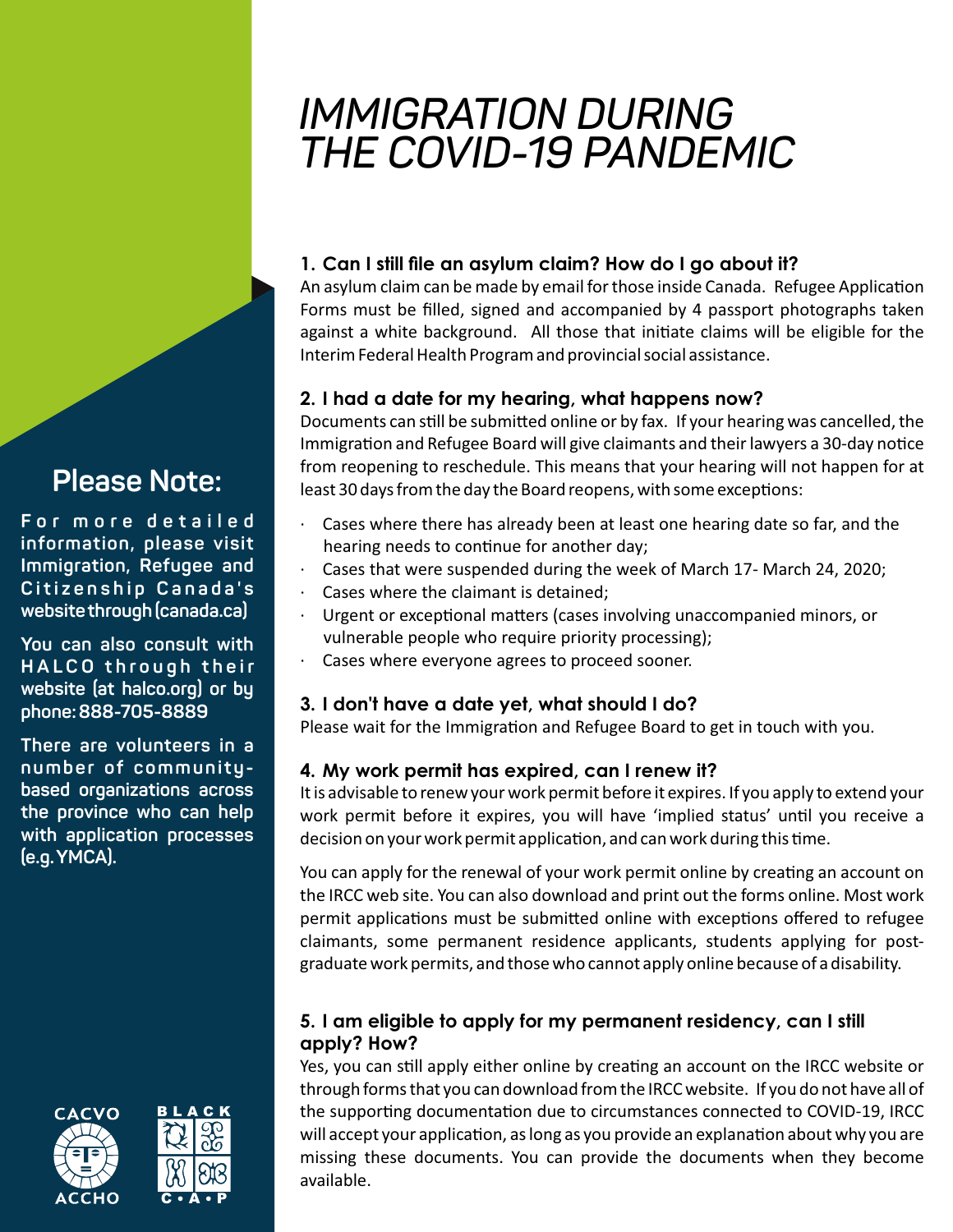# IMMIGRATION DURING THE COVID-19 PANDEMIC

### 1. Can I still file an asylum claim? How do I go about it?

An asylum claim can be made by email for those inside Canada. Refugee Application Forms must be filled, signed and accompanied by 4 passport photographs taken against a white background. All those that initiate claims will be eligible for the Interim Federal Health Program and provincial social assistance.

### 2. I had a date for my hearing, what happens now?

Documents can still be submitted online or by fax. If your hearing was cancelled, the Immigration and Refugee Board will give claimants and their lawyers a 30-day notice from reopening to reschedule. This means that your hearing will not happen for at least 30 days from the day the Board reopens, with some exceptions:

- Cases where there has already been at least one hearing date so far, and the hearing needs to continue for another day;
- Cases that were suspended during the week of March 17- March 24, 2020;
- Cases where the claimant is detained;
- Urgent or exceptional matters (cases involving unaccompanied minors, or vulnerable people who require priority processing);
- Cases where everyone agrees to proceed sooner.

### 3. I don't have a date yet, what should I do?

Please wait for the Immigration and Refugee Board to get in touch with you.

### 4. My work permit has expired, can I renew it?

It is advisable to renew your work permit before it expires. If you apply to extend your work permit before it expires, you will have 'implied status' until you receive a decision on your work permit application, and can work during this time.

You can apply for the renewal of your work permit online by creating an account on the IRCC web site. You can also download and print out the forms online. Most work permit applications must be submitted online with exceptions offered to refugee claimants, some permanent residence applicants, students applying for post-graduate work permits, and those who cannot apply online because of a disability.

### 5. I am eligible to apply for my permanent residency, can I still apply? How?

Yes, you can still apply either online by creating an account on the IRCC website or through forms that you can download from the IRCC website. If you do not have all of the supporting documentation due to circumstances connected to COVID-19, IRCC will accept your application, as long as you provide an explanation about why you are missing these documents. You can provide the documents when they become available.

## Please Note:

**For more detailed information, please visit Immigration, Refugee and Citizenship Canada's website through (canada.ca)**

**You can also consult with HALCO through their website (at halco.org) or by phone: 888-705-8889**

**There are volunteers in a number of community-based organizations across the province who can help with application processes (e.g. YMCA).**

CACVO ACCHO

BLACK C • A • P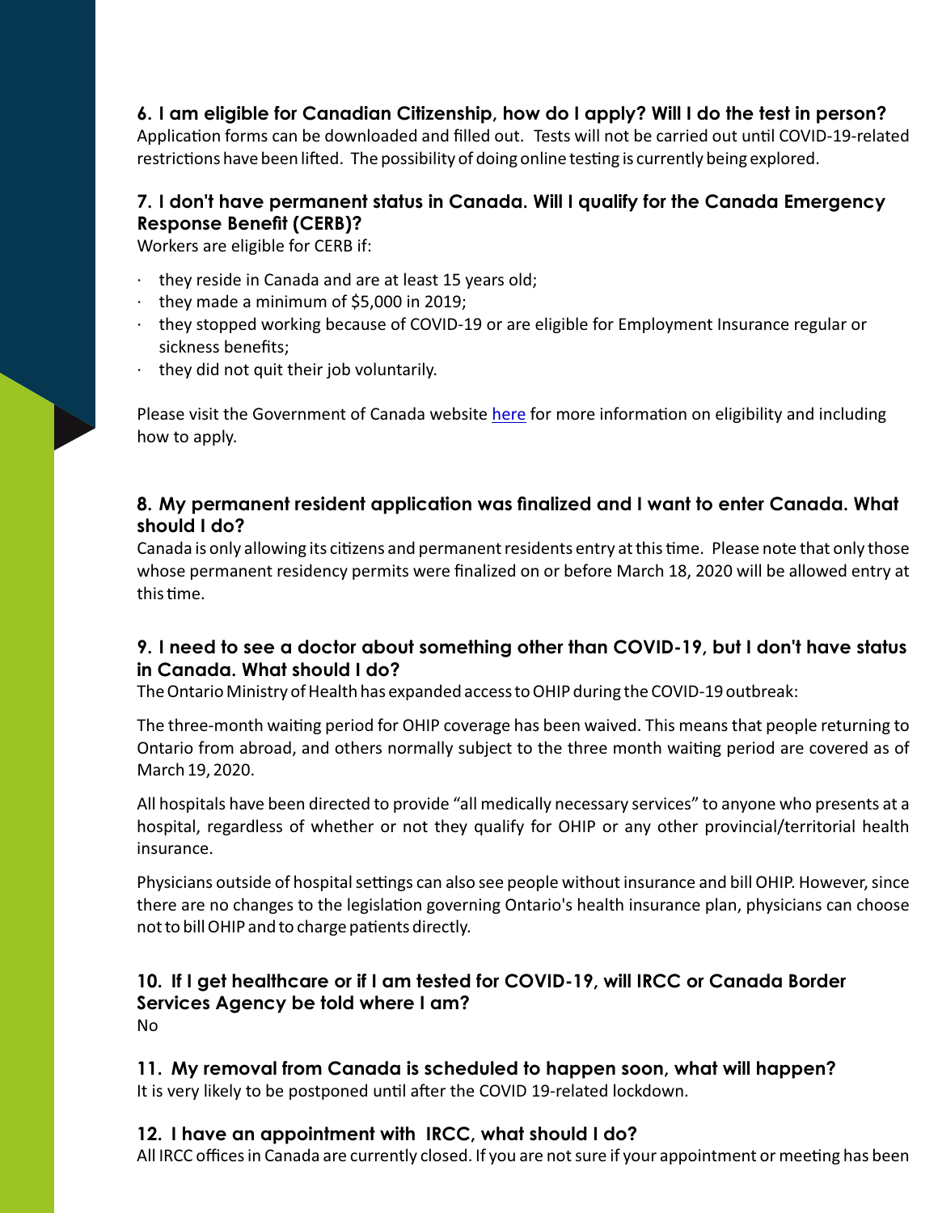### 6. I am eligible for Canadian Citizenship, how do I apply? Will I do the test in person?

Application forms can be downloaded and filled out. Tests will not be carried out until COVID-19-related restrictions have been lifted. The possibility of doing online testing is currently being explored.

### 7. I don't have permanent status in Canada. Will I qualify for the Canada Emergency Response Benefit (CERB)?

Workers are eligible for CERB if:

- they reside in Canada and are at least 15 years old;
- they made a minimum of $5,000 in 2019;
- they stopped working because of COVID-19 or are eligible for Employment Insurance regular or sickness benefits;
- they did not quit their job voluntarily.

Please visit the Government of Canada website [here] for more information on eligibility and including how to apply.

### 8. My permanent resident application was finalized and I want to enter Canada. What should I do?

Canada is only allowing its citizens and permanent residents entry at this time. Please note that only those whose permanent residency permits were finalized on or before March 18, 2020 will be allowed entry at this time.

### 9. I need to see a doctor about something other than COVID-19, but I don't have status in Canada. What should I do?

The Ontario Ministry of Health has expanded access to OHIP during the COVID-19 outbreak:

The three-month waiting period for OHIP coverage has been waived. This means that people returning to Ontario from abroad, and others normally subject to the three month waiting period are covered as of March 19, 2020.

All hospitals have been directed to provide "all medically necessary services" to anyone who presents at a hospital, regardless of whether or not they qualify for OHIP or any other provincial/territorial health insurance.

Physicians outside of hospital settings can also see people without insurance and bill OHIP. However, since there are no changes to the legislation governing Ontario's health insurance plan, physicians can choose not to bill OHIP and to charge patients directly.

### 10. If I get healthcare or if I am tested for COVID-19, will IRCC or Canada Border Services Agency be told where I am?

No

### 11. My removal from Canada is scheduled to happen soon, what will happen?

It is very likely to be postponed until after the COVID 19-related lockdown.

### 12. I have an appointment with IRCC, what should I do?

All IRCC offices in Canada are currently closed. If you are not sure if your appointment or meeting has been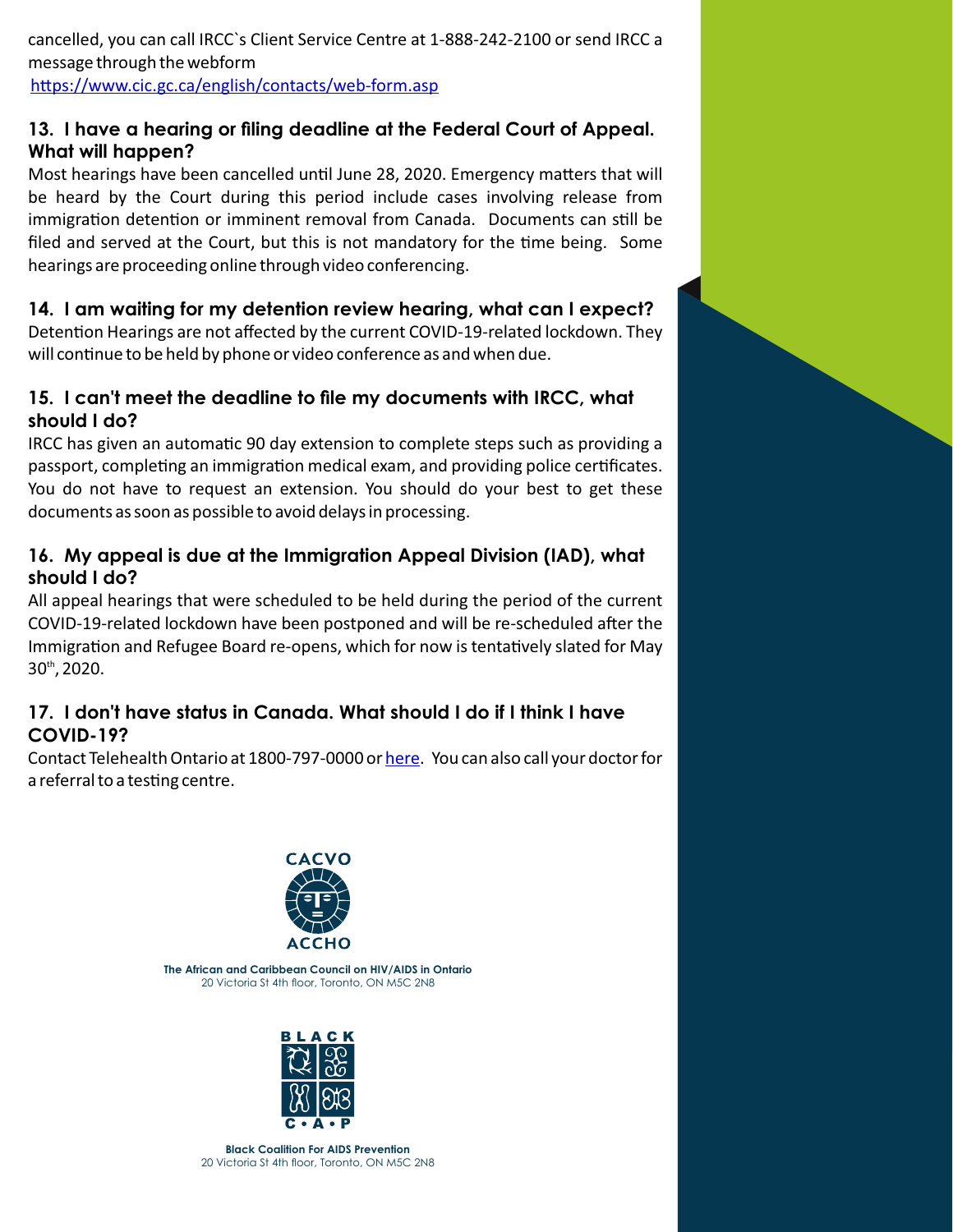cancelled, you can call IRCC`s Client Service Centre at 1-888-242-2100 or send IRCC a message through the webform [https://www.cic.gc.ca/english/contacts/web-form.asp](https://www.cic.gc.ca/english/contacts/web-form.asp)

### 13. I have a hearing or filing deadline at the Federal Court of Appeal. What will happen?

Most hearings have been cancelled until June 28, 2020. Emergency matters that will be heard by the Court during this period include cases involving release from immigration detention or imminent removal from Canada. Documents can still be filed and served at the Court, but this is not mandatory for the time being. Some hearings are proceeding online through video conferencing.

### 14. I am waiting for my detention review hearing, what can I expect?

Detention Hearings are not affected by the current COVID-19-related lockdown. They will continue to be held by phone or video conference as and when due.

### 15. I can't meet the deadline to file my documents with IRCC, what should I do?

IRCC has given an automatic 90 day extension to complete steps such as providing a passport, completing an immigration medical exam, and providing police certificates. You do not have to request an extension. You should do your best to get these documents as soon as possible to avoid delays in processing.

### 16. My appeal is due at the Immigration Appeal Division (IAD), what should I do?

All appeal hearings that were scheduled to be held during the period of the current COVID-19-related lockdown have been postponed and will be re-scheduled after the Immigration and Refugee Board re-opens, which for now is tentatively slated for May 30th, 2020.

### 17. I don't have status in Canada. What should I do if I think I have COVID-19?

Contact Telehealth Ontario at 1800-797-0000 or here. You can also call your doctor for a referral to a testing centre.

CACVO
ACCHO

**The African and Caribbean Council on HIV/AIDS in Ontario**
20 Victoria St 4th floor, Toronto, ON M5C 2N8

BLACK
C • A • P

**Black Coalition For AIDS Prevention**
20 Victoria St 4th floor, Toronto, ON M5C 2N8